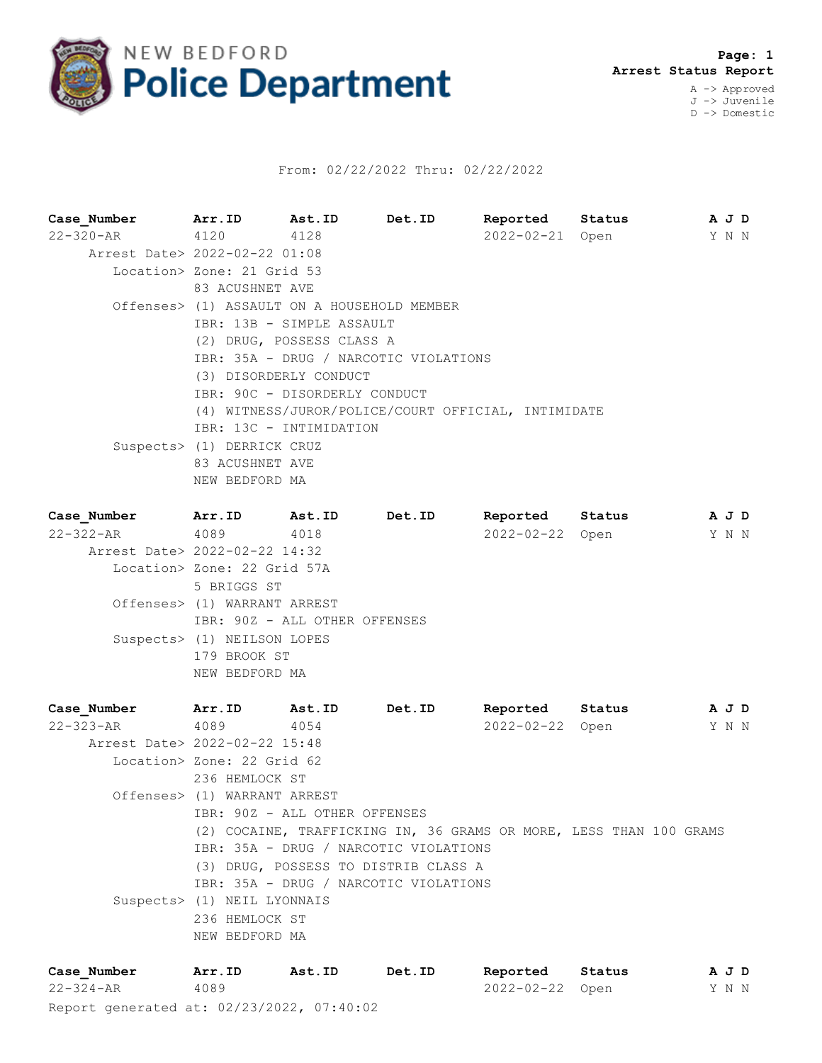# NEW BEDFORD Police Department

**Page: 1**
**Arrest Status Report**

A -> Approved
J -> Juvenile
D -> Domestic

From: 02/22/2022 Thru: 02/22/2022

| Case_Number | Arr.ID | Ast.ID | Det.ID | Reported | Status | A J D |
|---|---|---|---|---|---|---|
| 22-320-AR | 4120 | 4128 | | 2022-02-21 | Open | Y N N |

Arrest Date> 2022-02-22 01:08
Location> Zone: 21 Grid 53
83 ACUSHNET AVE
Offenses> (1) ASSAULT ON A HOUSEHOLD MEMBER
IBR: 13B - SIMPLE ASSAULT
(2) DRUG, POSSESS CLASS A
IBR: 35A - DRUG / NARCOTIC VIOLATIONS
(3) DISORDERLY CONDUCT
IBR: 90C - DISORDERLY CONDUCT
(4) WITNESS/JUROR/POLICE/COURT OFFICIAL, INTIMIDATE
IBR: 13C - INTIMIDATION
Suspects> (1) DERRICK CRUZ
83 ACUSHNET AVE
NEW BEDFORD MA

| Case_Number | Arr.ID | Ast.ID | Det.ID | Reported | Status | A J D |
|---|---|---|---|---|---|---|
| 22-322-AR | 4089 | 4018 | | 2022-02-22 | Open | Y N N |

Arrest Date> 2022-02-22 14:32
Location> Zone: 22 Grid 57A
5 BRIGGS ST
Offenses> (1) WARRANT ARREST
IBR: 90Z - ALL OTHER OFFENSES
Suspects> (1) NEILSON LOPES
179 BROOK ST
NEW BEDFORD MA

| Case_Number | Arr.ID | Ast.ID | Det.ID | Reported | Status | A J D |
|---|---|---|---|---|---|---|
| 22-323-AR | 4089 | 4054 | | 2022-02-22 | Open | Y N N |

Arrest Date> 2022-02-22 15:48
Location> Zone: 22 Grid 62
236 HEMLOCK ST
Offenses> (1) WARRANT ARREST
IBR: 90Z - ALL OTHER OFFENSES
(2) COCAINE, TRAFFICKING IN, 36 GRAMS OR MORE, LESS THAN 100 GRAMS
IBR: 35A - DRUG / NARCOTIC VIOLATIONS
(3) DRUG, POSSESS TO DISTRIB CLASS A
IBR: 35A - DRUG / NARCOTIC VIOLATIONS
Suspects> (1) NEIL LYONNAIS
236 HEMLOCK ST
NEW BEDFORD MA

| Case_Number | Arr.ID | Ast.ID | Det.ID | Reported | Status | A J D |
|---|---|---|---|---|---|---|
| 22-324-AR | 4089 | | | 2022-02-22 | Open | Y N N |

Report generated at: 02/23/2022, 07:40:02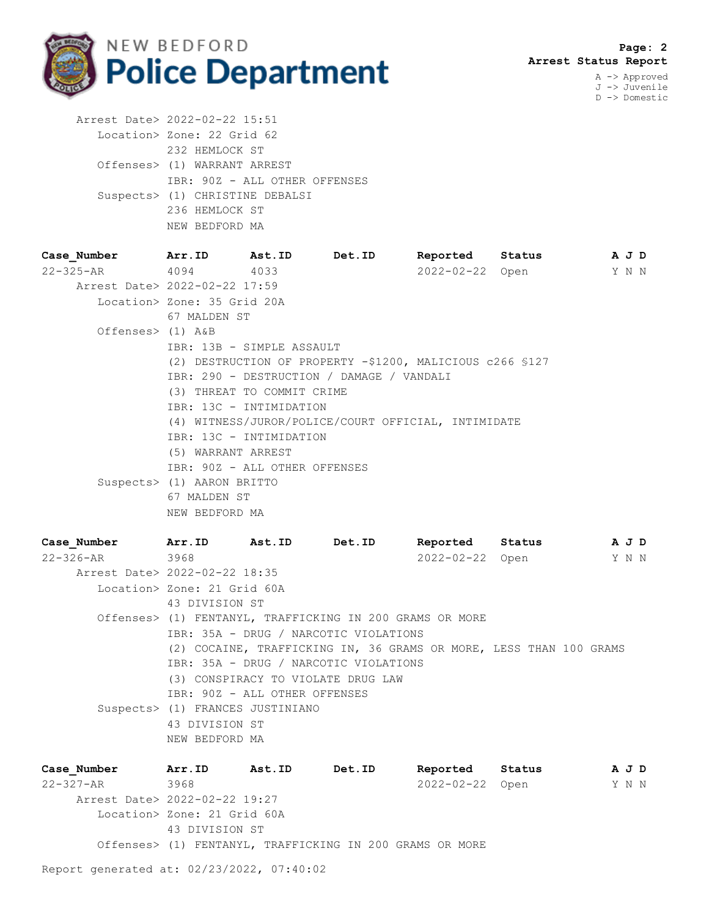**Arrest Status Report**

A -> Approved
J -> Juvenile
D -> Domestic

Arrest Date> 2022-02-22 15:51
Location> Zone: 22 Grid 62
232 HEMLOCK ST
Offenses> (1) WARRANT ARREST
IBR: 90Z - ALL OTHER OFFENSES
Suspects> (1) CHRISTINE DEBALSI
236 HEMLOCK ST
NEW BEDFORD MA

| Case_Number | Arr.ID | Ast.ID | Det.ID | Reported | Status | A J D |
|---|---|---|---|---|---|---|
| 22-325-AR | 4094 | 4033 | | 2022-02-22 | Open | Y N N |

Arrest Date> 2022-02-22 17:59
Location> Zone: 35 Grid 20A
67 MALDEN ST
Offenses> (1) A&B
IBR: 13B - SIMPLE ASSAULT
(2) DESTRUCTION OF PROPERTY -$1200, MALICIOUS c266 §127
IBR: 290 - DESTRUCTION / DAMAGE / VANDALI
(3) THREAT TO COMMIT CRIME
IBR: 13C - INTIMIDATION
(4) WITNESS/JUROR/POLICE/COURT OFFICIAL, INTIMIDATE
IBR: 13C - INTIMIDATION
(5) WARRANT ARREST
IBR: 90Z - ALL OTHER OFFENSES
Suspects> (1) AARON BRITTO
67 MALDEN ST
NEW BEDFORD MA

| Case_Number | Arr.ID | Ast.ID | Det.ID | Reported | Status | A J D |
|---|---|---|---|---|---|---|
| 22-326-AR | 3968 | | | 2022-02-22 | Open | Y N N |

Arrest Date> 2022-02-22 18:35
Location> Zone: 21 Grid 60A
43 DIVISION ST
Offenses> (1) FENTANYL, TRAFFICKING IN 200 GRAMS OR MORE
IBR: 35A - DRUG / NARCOTIC VIOLATIONS
(2) COCAINE, TRAFFICKING IN, 36 GRAMS OR MORE, LESS THAN 100 GRAMS
IBR: 35A - DRUG / NARCOTIC VIOLATIONS
(3) CONSPIRACY TO VIOLATE DRUG LAW
IBR: 90Z - ALL OTHER OFFENSES
Suspects> (1) FRANCES JUSTINIANO
43 DIVISION ST
NEW BEDFORD MA

| Case_Number | Arr.ID | Ast.ID | Det.ID | Reported | Status | A J D |
|---|---|---|---|---|---|---|
| 22-327-AR | 3968 | | | 2022-02-22 | Open | Y N N |

Arrest Date> 2022-02-22 19:27
Location> Zone: 21 Grid 60A
43 DIVISION ST
Offenses> (1) FENTANYL, TRAFFICKING IN 200 GRAMS OR MORE

Report generated at: 02/23/2022, 07:40:02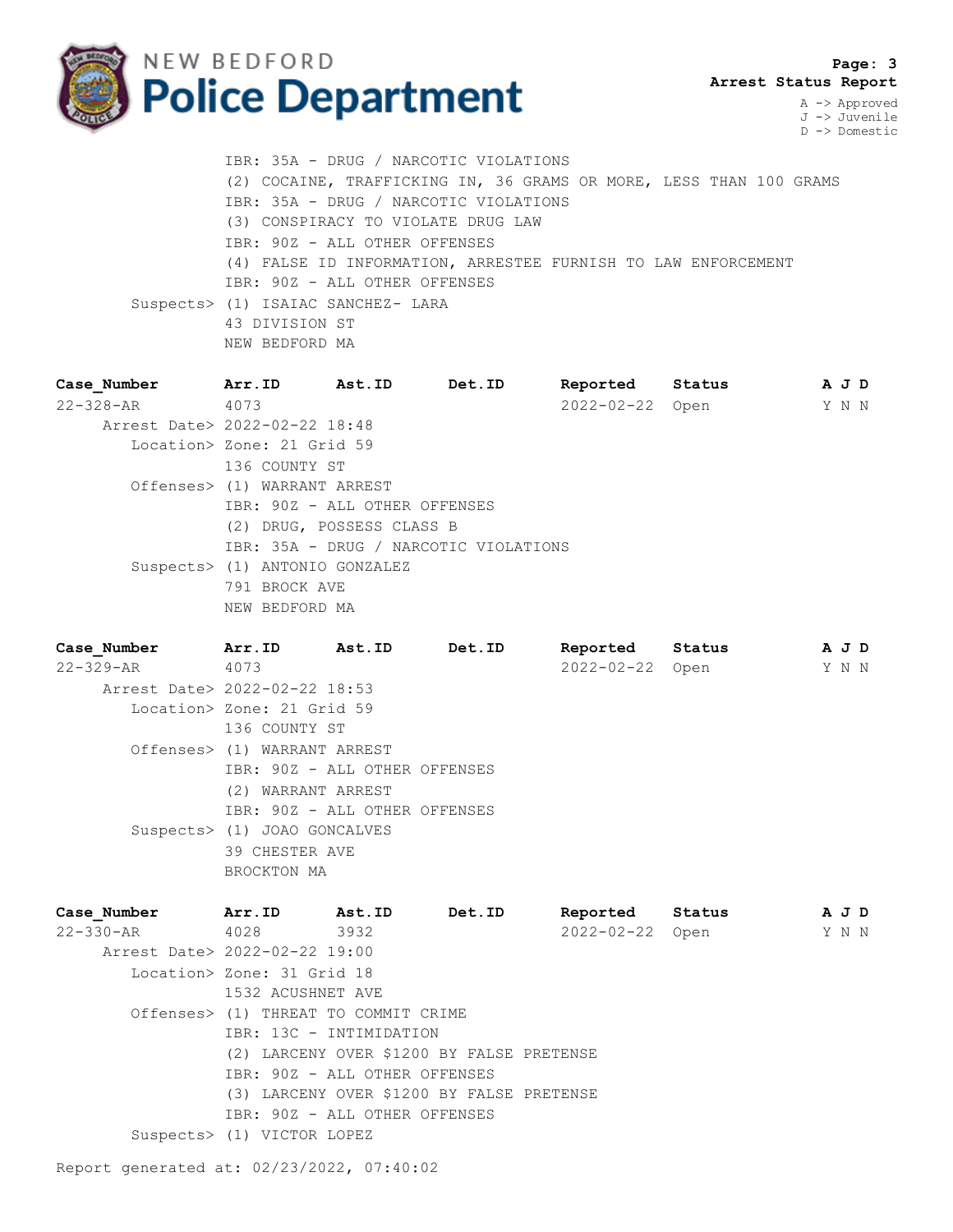IBR: 35A - DRUG / NARCOTIC VIOLATIONS
(2) COCAINE, TRAFFICKING IN, 36 GRAMS OR MORE, LESS THAN 100 GRAMS
IBR: 35A - DRUG / NARCOTIC VIOLATIONS
(3) CONSPIRACY TO VIOLATE DRUG LAW
IBR: 90Z - ALL OTHER OFFENSES
(4) FALSE ID INFORMATION, ARRESTEE FURNISH TO LAW ENFORCEMENT
IBR: 90Z - ALL OTHER OFFENSES

Suspects> (1) ISAIAC SANCHEZ- LARA
43 DIVISION ST
NEW BEDFORD MA

| Case_Number | Arr.ID | Ast.ID | Det.ID | Reported | Status | A J D |
|---|---|---|---|---|---|---|
| 22-328-AR | 4073 | | | 2022-02-22 | Open | Y N N |

Arrest Date> 2022-02-22 18:48
Location> Zone: 21 Grid 59
136 COUNTY ST
Offenses> (1) WARRANT ARREST
IBR: 90Z - ALL OTHER OFFENSES
(2) DRUG, POSSESS CLASS B
IBR: 35A - DRUG / NARCOTIC VIOLATIONS
Suspects> (1) ANTONIO GONZALEZ
791 BROCK AVE
NEW BEDFORD MA

| Case_Number | Arr.ID | Ast.ID | Det.ID | Reported | Status | A J D |
|---|---|---|---|---|---|---|
| 22-329-AR | 4073 | | | 2022-02-22 | Open | Y N N |

Arrest Date> 2022-02-22 18:53
Location> Zone: 21 Grid 59
136 COUNTY ST
Offenses> (1) WARRANT ARREST
IBR: 90Z - ALL OTHER OFFENSES
(2) WARRANT ARREST
IBR: 90Z - ALL OTHER OFFENSES
Suspects> (1) JOAO GONCALVES
39 CHESTER AVE
BROCKTON MA

| Case_Number | Arr.ID | Ast.ID | Det.ID | Reported | Status | A J D |
|---|---|---|---|---|---|---|
| 22-330-AR | 4028 | 3932 | | 2022-02-22 | Open | Y N N |

Arrest Date> 2022-02-22 19:00
Location> Zone: 31 Grid 18
1532 ACUSHNET AVE
Offenses> (1) THREAT TO COMMIT CRIME
IBR: 13C - INTIMIDATION
(2) LARCENY OVER $1200 BY FALSE PRETENSE
IBR: 90Z - ALL OTHER OFFENSES
(3) LARCENY OVER $1200 BY FALSE PRETENSE
IBR: 90Z - ALL OTHER OFFENSES
Suspects> (1) VICTOR LOPEZ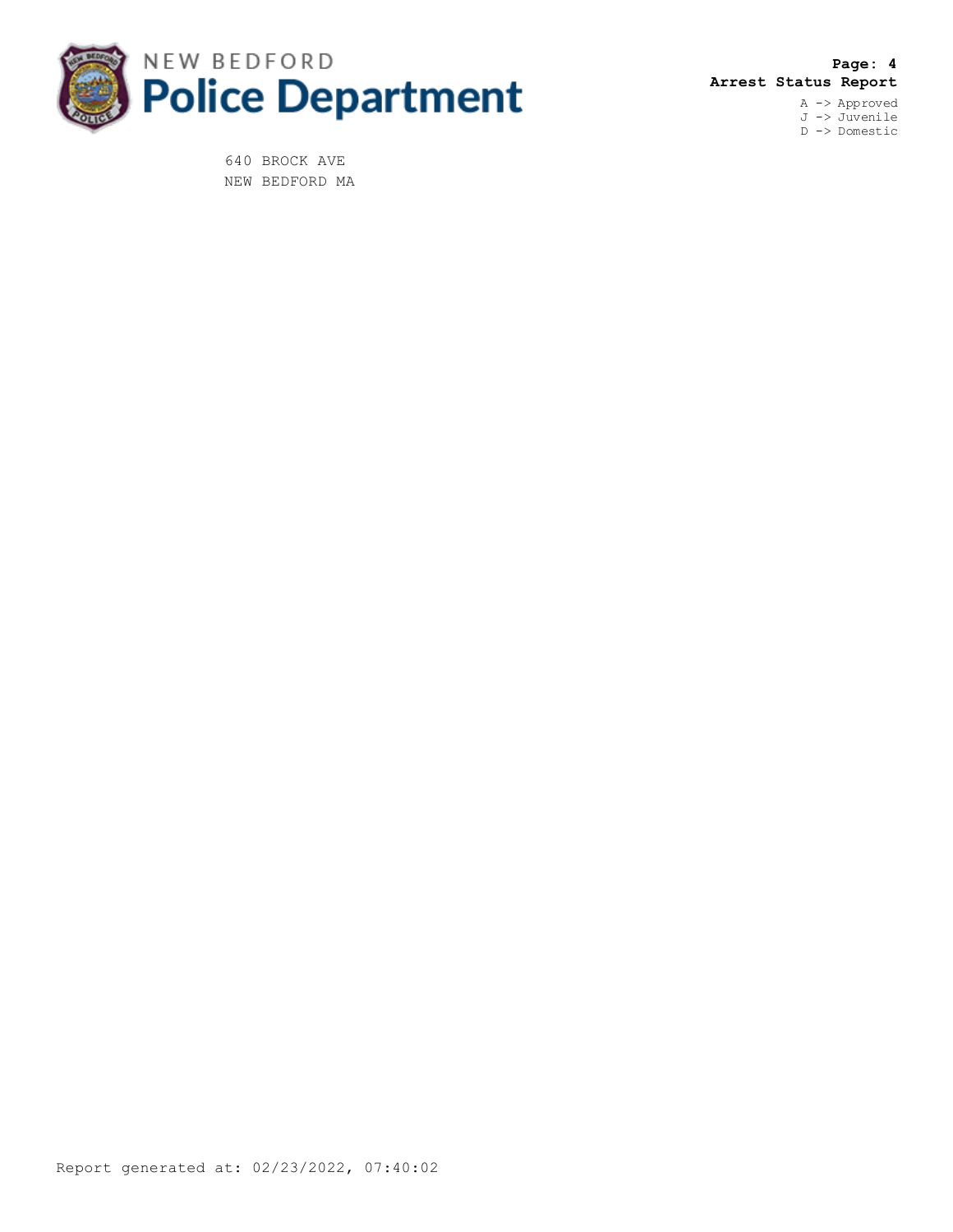640 BROCK AVE
NEW BEDFORD MA